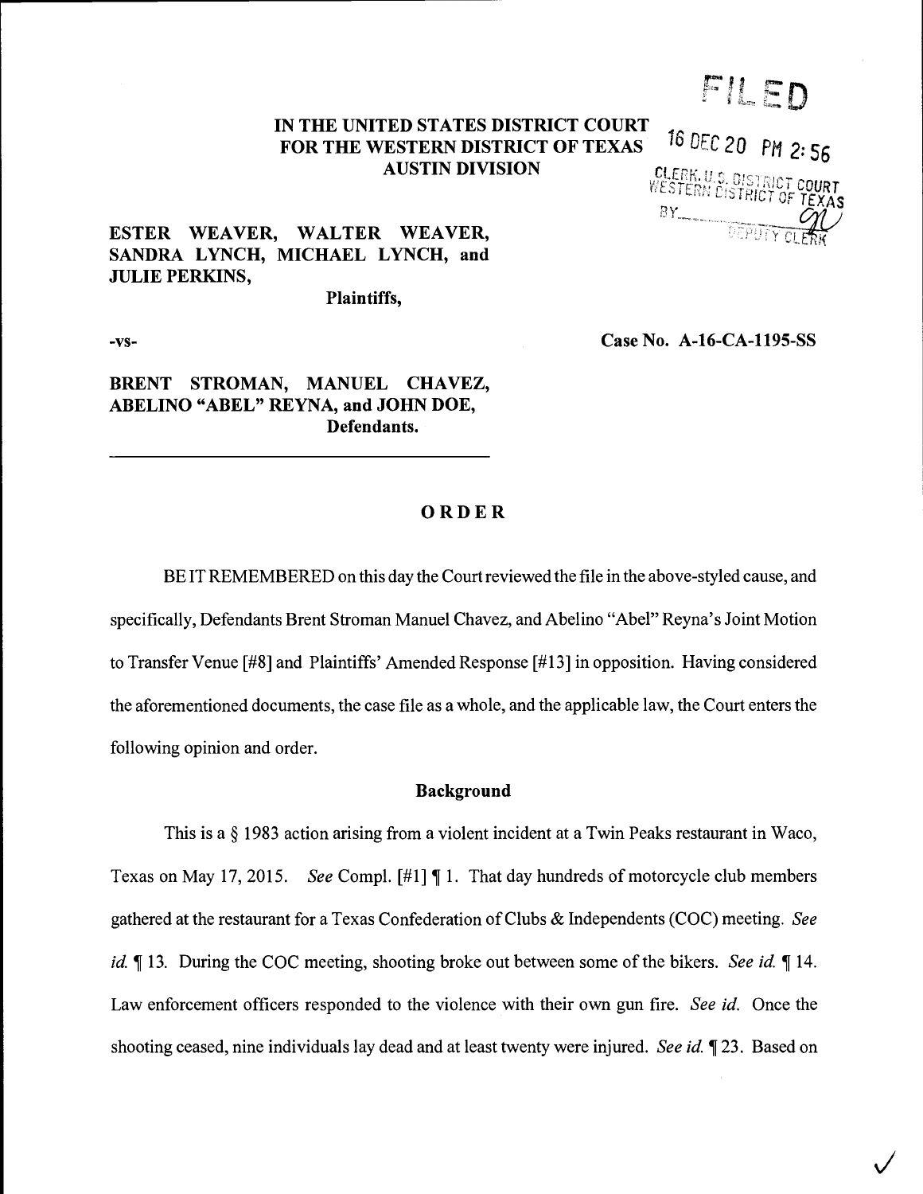FILED

16 DEC 20 PM 2:56

CLERK, U.S. DISTRICT COURT
WESTERN DISTRICT OF TEXAS
BY ______
DEPUTY CLERK

**IN THE UNITED STATES DISTRICT COURT**
**FOR THE WESTERN DISTRICT OF TEXAS**
**AUSTIN DIVISION**

**ESTER WEAVER, WALTER WEAVER, SANDRA LYNCH, MICHAEL LYNCH, and JULIE PERKINS,**
**Plaintiffs,**

**-vs-** **Case No. A-16-CA-1195-SS**

**BRENT STROMAN, MANUEL CHAVEZ, ABELINO "ABEL" REYNA, and JOHN DOE,**
**Defendants.**

# ORDER

BE IT REMEMBERED on this day the Court reviewed the file in the above-styled cause, and specifically, Defendants Brent Stroman Manuel Chavez, and Abelino "Abel" Reyna's Joint Motion to Transfer Venue [#8] and Plaintiffs' Amended Response [#13] in opposition. Having considered the aforementioned documents, the case file as a whole, and the applicable law, the Court enters the following opinion and order.

## Background

This is a § 1983 action arising from a violent incident at a Twin Peaks restaurant in Waco, Texas on May 17, 2015. *See* Compl. [#1] ¶ 1. That day hundreds of motorcycle club members gathered at the restaurant for a Texas Confederation of Clubs & Independents (COC) meeting. *See id.* ¶ 13. During the COC meeting, shooting broke out between some of the bikers. *See id.* ¶ 14. Law enforcement officers responded to the violence with their own gun fire. *See id.* Once the shooting ceased, nine individuals lay dead and at least twenty were injured. *See id.* ¶ 23. Based on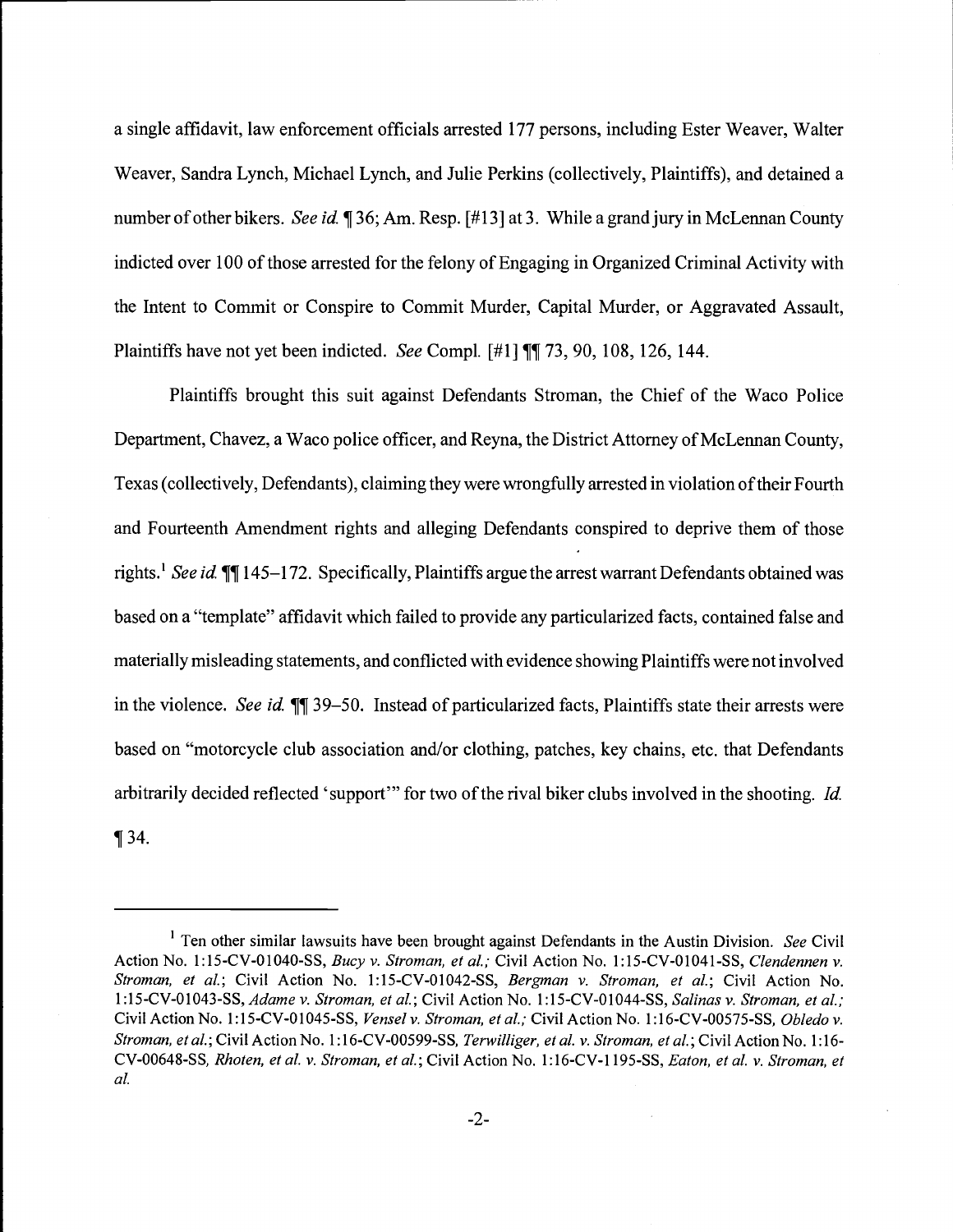a single affidavit, law enforcement officials arrested 177 persons, including Ester Weaver, Walter Weaver, Sandra Lynch, Michael Lynch, and Julie Perkins (collectively, Plaintiffs), and detained a number of other bikers. *See id.* ¶ 36; Am. Resp. [#13] at 3. While a grand jury in McLennan County indicted over 100 of those arrested for the felony of Engaging in Organized Criminal Activity with the Intent to Commit or Conspire to Commit Murder, Capital Murder, or Aggravated Assault, Plaintiffs have not yet been indicted. *See* Compl. [#1] ¶¶ 73, 90, 108, 126, 144.

Plaintiffs brought this suit against Defendants Stroman, the Chief of the Waco Police Department, Chavez, a Waco police officer, and Reyna, the District Attorney of McLennan County, Texas (collectively, Defendants), claiming they were wrongfully arrested in violation of their Fourth and Fourteenth Amendment rights and alleging Defendants conspired to deprive them of those rights.[1] *See id.* ¶¶ 145–172. Specifically, Plaintiffs argue the arrest warrant Defendants obtained was based on a "template" affidavit which failed to provide any particularized facts, contained false and materially misleading statements, and conflicted with evidence showing Plaintiffs were not involved in the violence. *See id.* ¶¶ 39–50. Instead of particularized facts, Plaintiffs state their arrests were based on "motorcycle club association and/or clothing, patches, key chains, etc. that Defendants arbitrarily decided reflected 'support'" for two of the rival biker clubs involved in the shooting. *Id.* ¶ 34.

---

[1] Ten other similar lawsuits have been brought against Defendants in the Austin Division. *See* Civil Action No. 1:15-CV-01040-SS, *Bucy v. Stroman, et al.*; Civil Action No. 1:15-CV-01041-SS, *Clendennen v. Stroman, et al.*; Civil Action No. 1:15-CV-01042-SS, *Bergman v. Stroman, et al.*; Civil Action No. 1:15-CV-01043-SS, *Adame v. Stroman, et al.*; Civil Action No. 1:15-CV-01044-SS, *Salinas v. Stroman, et al.*; Civil Action No. 1:15-CV-01045-SS, *Vensel v. Stroman, et al.*; Civil Action No. 1:16-CV-00575-SS, *Obledo v. Stroman, et al.*; Civil Action No. 1:16-CV-00599-SS, *Terwilliger, et al. v. Stroman, et al.*; Civil Action No. 1:16-CV-00648-SS, *Rhoten, et al. v. Stroman, et al.*; Civil Action No. 1:16-CV-1195-SS, *Eaton, et al. v. Stroman, et al.*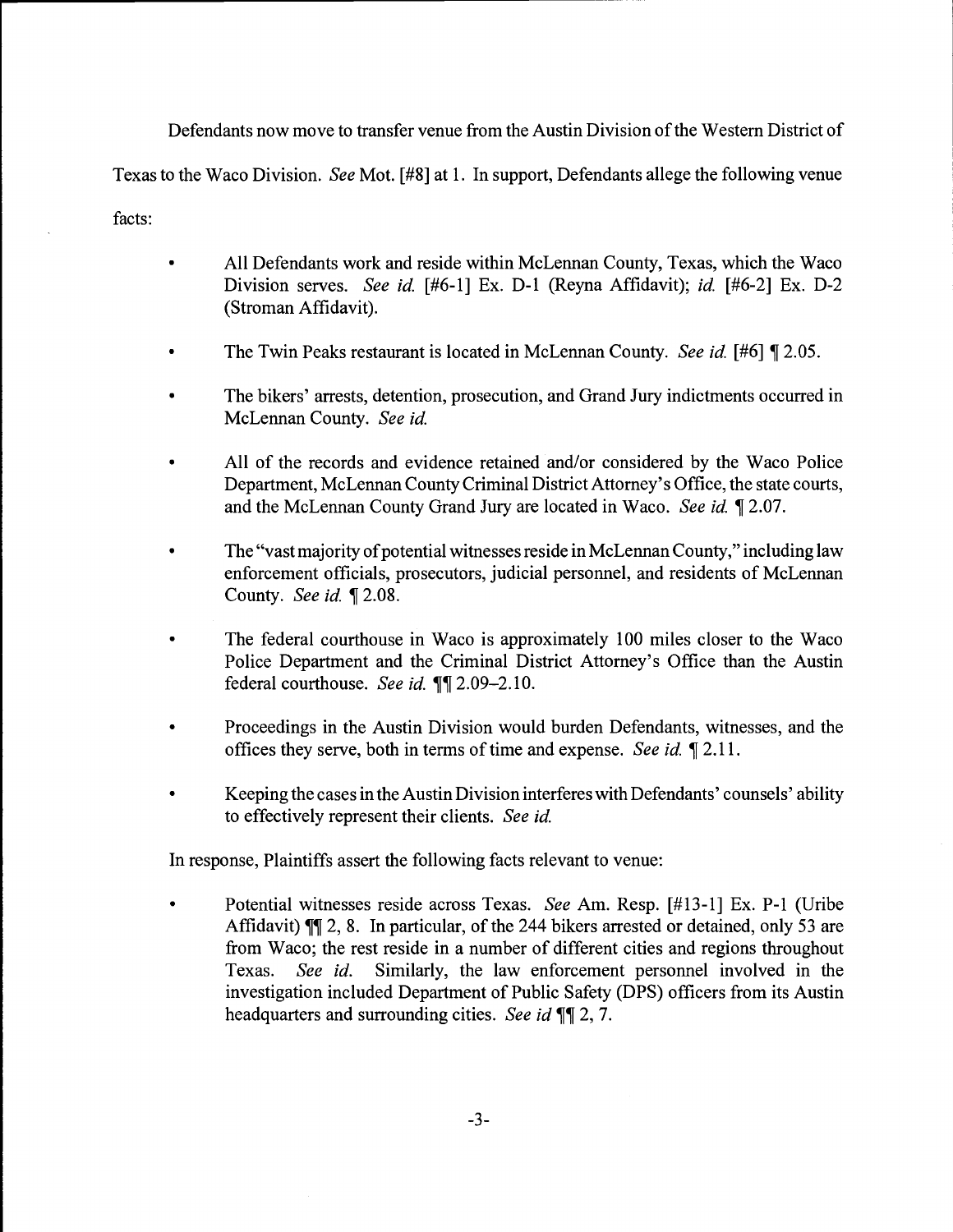Defendants now move to transfer venue from the Austin Division of the Western District of Texas to the Waco Division. *See* Mot. [#8] at 1. In support, Defendants allege the following venue facts:

- All Defendants work and reside within McLennan County, Texas, which the Waco Division serves. *See id.* [#6-1] Ex. D-1 (Reyna Affidavit); *id.* [#6-2] Ex. D-2 (Stroman Affidavit).
- The Twin Peaks restaurant is located in McLennan County. *See id.* [#6] ¶ 2.05.
- The bikers' arrests, detention, prosecution, and Grand Jury indictments occurred in McLennan County. *See id.*
- All of the records and evidence retained and/or considered by the Waco Police Department, McLennan County Criminal District Attorney's Office, the state courts, and the McLennan County Grand Jury are located in Waco. *See id.* ¶ 2.07.
- The "vast majority of potential witnesses reside in McLennan County," including law enforcement officials, prosecutors, judicial personnel, and residents of McLennan County. *See id.* ¶ 2.08.
- The federal courthouse in Waco is approximately 100 miles closer to the Waco Police Department and the Criminal District Attorney's Office than the Austin federal courthouse. *See id.* ¶¶ 2.09–2.10.
- Proceedings in the Austin Division would burden Defendants, witnesses, and the offices they serve, both in terms of time and expense. *See id.* ¶ 2.11.
- Keeping the cases in the Austin Division interferes with Defendants' counsels' ability to effectively represent their clients. *See id.*

In response, Plaintiffs assert the following facts relevant to venue:

- Potential witnesses reside across Texas. *See* Am. Resp. [#13-1] Ex. P-1 (Uribe Affidavit) ¶¶ 2, 8. In particular, of the 244 bikers arrested or detained, only 53 are from Waco; the rest reside in a number of different cities and regions throughout Texas. *See id.* Similarly, the law enforcement personnel involved in the investigation included Department of Public Safety (DPS) officers from its Austin headquarters and surrounding cities. *See id* ¶¶ 2, 7.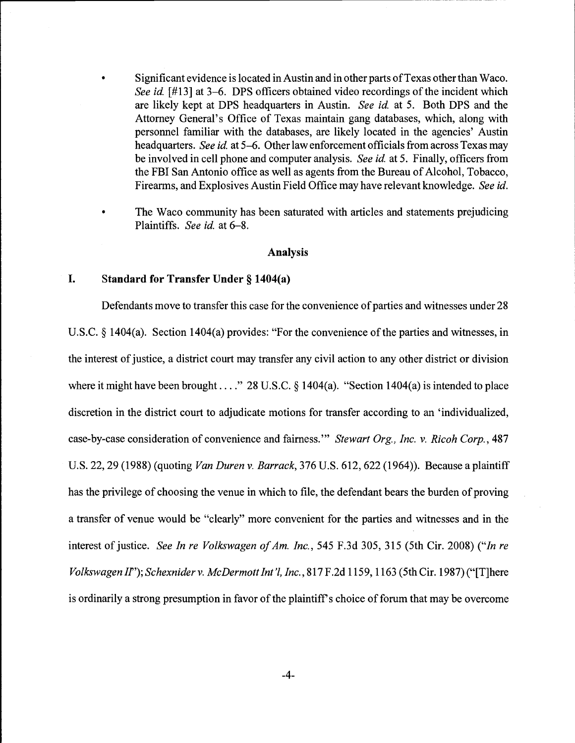- Significant evidence is located in Austin and in other parts of Texas other than Waco. *See id.* [#13] at 3–6. DPS officers obtained video recordings of the incident which are likely kept at DPS headquarters in Austin. *See id.* at 5. Both DPS and the Attorney General's Office of Texas maintain gang databases, which, along with personnel familiar with the databases, are likely located in the agencies' Austin headquarters. *See id.* at 5–6. Other law enforcement officials from across Texas may be involved in cell phone and computer analysis. *See id.* at 5. Finally, officers from the FBI San Antonio office as well as agents from the Bureau of Alcohol, Tobacco, Firearms, and Explosives Austin Field Office may have relevant knowledge. *See id.*

- The Waco community has been saturated with articles and statements prejudicing Plaintiffs. *See id.* at 6–8.

## Analysis

### I. Standard for Transfer Under § 1404(a)

Defendants move to transfer this case for the convenience of parties and witnesses under 28 U.S.C. § 1404(a). Section 1404(a) provides: "For the convenience of the parties and witnesses, in the interest of justice, a district court may transfer any civil action to any other district or division where it might have been brought . . . ." 28 U.S.C. § 1404(a). "Section 1404(a) is intended to place discretion in the district court to adjudicate motions for transfer according to an 'individualized, case-by-case consideration of convenience and fairness.'" *Stewart Org., Inc. v. Ricoh Corp.*, 487 U.S. 22, 29 (1988) (quoting *Van Duren v. Barrack*, 376 U.S. 612, 622 (1964)). Because a plaintiff has the privilege of choosing the venue in which to file, the defendant bears the burden of proving a transfer of venue would be "clearly" more convenient for the parties and witnesses and in the interest of justice. *See In re Volkswagen of Am. Inc.*, 545 F.3d 305, 315 (5th Cir. 2008) ("*In re Volkswagen II*"); *Schexnider v. McDermott Int'l, Inc.*, 817 F.2d 1159, 1163 (5th Cir. 1987) ("[T]here is ordinarily a strong presumption in favor of the plaintiff's choice of forum that may be overcome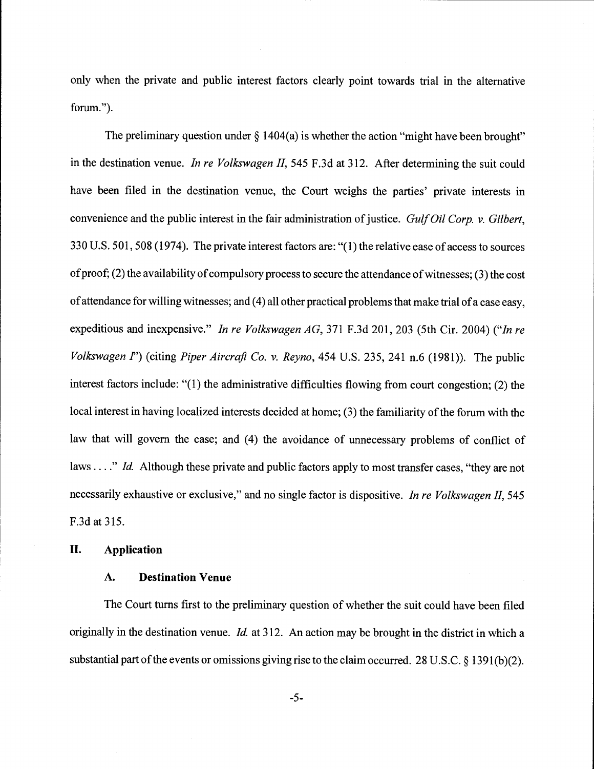only when the private and public interest factors clearly point towards trial in the alternative forum.").

The preliminary question under § 1404(a) is whether the action "might have been brought" in the destination venue. *In re Volkswagen II*, 545 F.3d at 312. After determining the suit could have been filed in the destination venue, the Court weighs the parties' private interests in convenience and the public interest in the fair administration of justice. *Gulf Oil Corp. v. Gilbert*, 330 U.S. 501, 508 (1974). The private interest factors are: "(1) the relative ease of access to sources of proof; (2) the availability of compulsory process to secure the attendance of witnesses; (3) the cost of attendance for willing witnesses; and (4) all other practical problems that make trial of a case easy, expeditious and inexpensive." *In re Volkswagen AG*, 371 F.3d 201, 203 (5th Cir. 2004) ("*In re Volkswagen I*") (citing *Piper Aircraft Co. v. Reyno*, 454 U.S. 235, 241 n.6 (1981)). The public interest factors include: "(1) the administrative difficulties flowing from court congestion; (2) the local interest in having localized interests decided at home; (3) the familiarity of the forum with the law that will govern the case; and (4) the avoidance of unnecessary problems of conflict of laws . . . ." *Id.* Although these private and public factors apply to most transfer cases, "they are not necessarily exhaustive or exclusive," and no single factor is dispositive. *In re Volkswagen II*, 545 F.3d at 315.

## II. Application

### A. Destination Venue

The Court turns first to the preliminary question of whether the suit could have been filed originally in the destination venue. *Id.* at 312. An action may be brought in the district in which a substantial part of the events or omissions giving rise to the claim occurred. 28 U.S.C. § 1391(b)(2).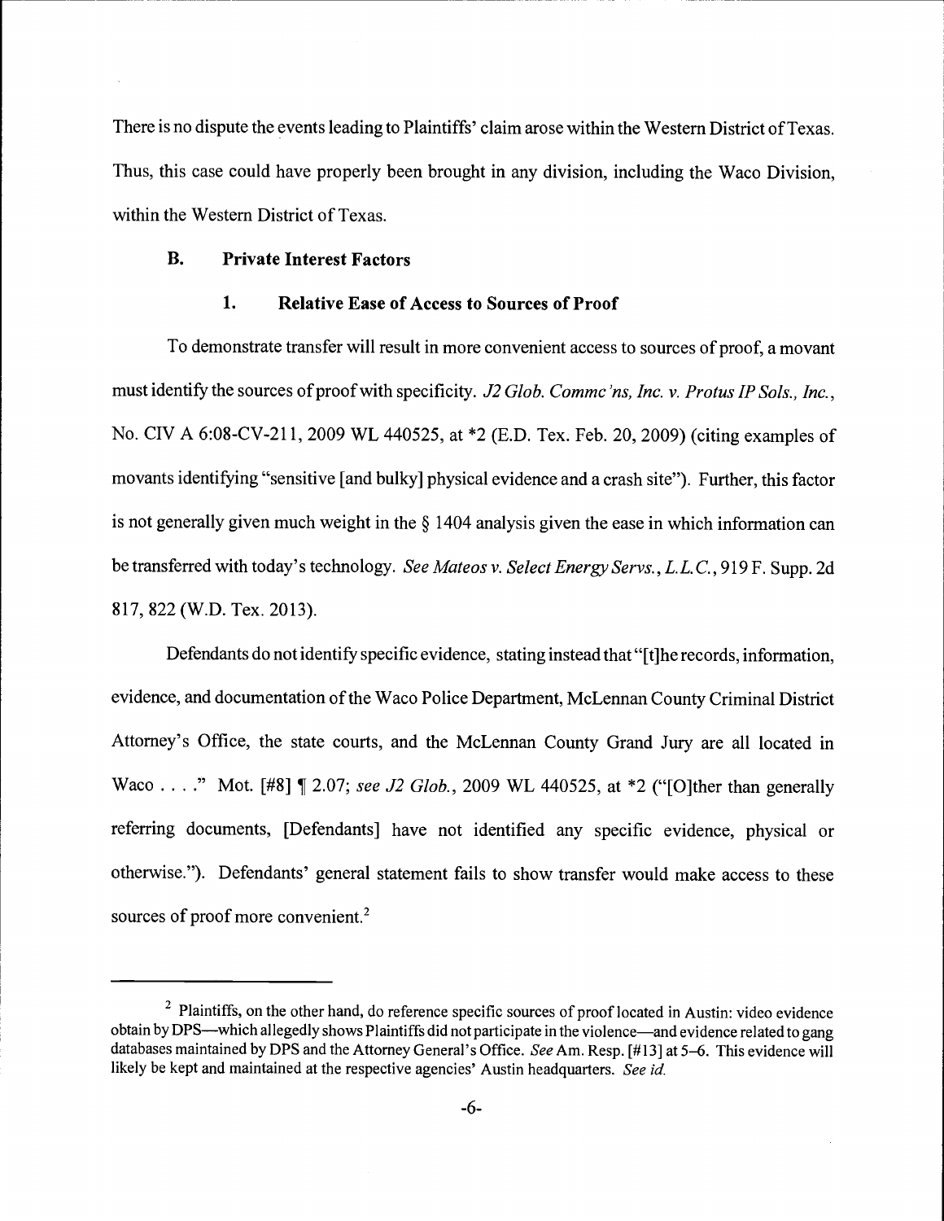There is no dispute the events leading to Plaintiffs' claim arose within the Western District of Texas. Thus, this case could have properly been brought in any division, including the Waco Division, within the Western District of Texas.

### B. Private Interest Factors

#### 1. Relative Ease of Access to Sources of Proof

To demonstrate transfer will result in more convenient access to sources of proof, a movant must identify the sources of proof with specificity. *J2 Glob. Commc'ns, Inc. v. Protus IP Sols., Inc.*, No. CIV A 6:08-CV-211, 2009 WL 440525, at *2 (E.D. Tex. Feb. 20, 2009) (citing examples of movants identifying "sensitive [and bulky] physical evidence and a crash site"). Further, this factor is not generally given much weight in the § 1404 analysis given the ease in which information can be transferred with today's technology. *See Mateos v. Select Energy Servs., L.L.C.*, 919 F. Supp. 2d 817, 822 (W.D. Tex. 2013).

Defendants do not identify specific evidence, stating instead that "[t]he records, information, evidence, and documentation of the Waco Police Department, McLennan County Criminal District Attorney's Office, the state courts, and the McLennan County Grand Jury are all located in Waco . . . ." Mot. [#8] ¶ 2.07; *see J2 Glob.*, 2009 WL 440525, at *2 ("[O]ther than generally referring documents, [Defendants] have not identified any specific evidence, physical or otherwise."). Defendants' general statement fails to show transfer would make access to these sources of proof more convenient.[2]

---

[2] Plaintiffs, on the other hand, do reference specific sources of proof located in Austin: video evidence obtain by DPS—which allegedly shows Plaintiffs did not participate in the violence—and evidence related to gang databases maintained by DPS and the Attorney General's Office. *See* Am. Resp. [#13] at 5–6. This evidence will likely be kept and maintained at the respective agencies' Austin headquarters. *See id.*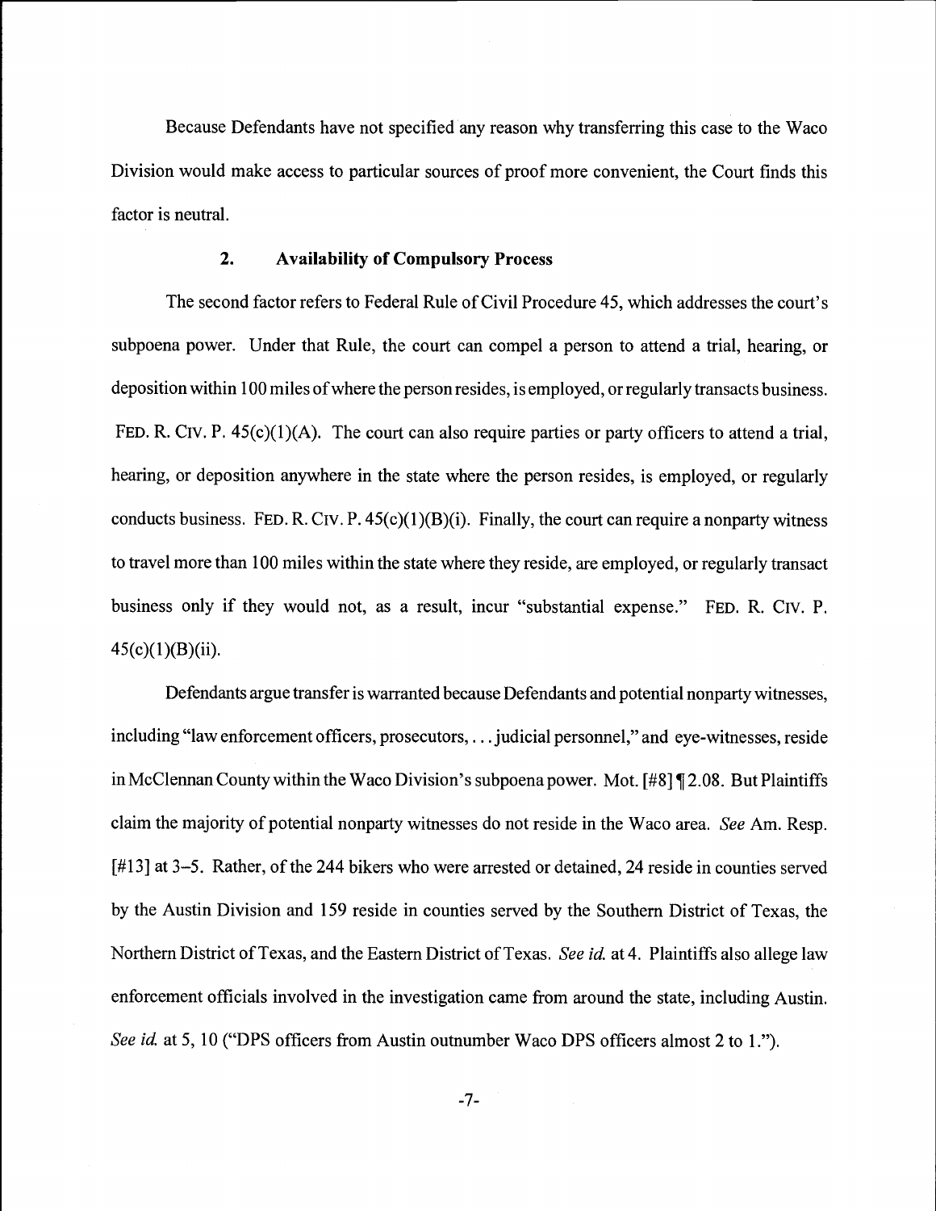Because Defendants have not specified any reason why transferring this case to the Waco Division would make access to particular sources of proof more convenient, the Court finds this factor is neutral.

### 2. Availability of Compulsory Process

The second factor refers to Federal Rule of Civil Procedure 45, which addresses the court's subpoena power. Under that Rule, the court can compel a person to attend a trial, hearing, or deposition within 100 miles of where the person resides, is employed, or regularly transacts business. FED. R. CIV. P. 45(c)(1)(A). The court can also require parties or party officers to attend a trial, hearing, or deposition anywhere in the state where the person resides, is employed, or regularly conducts business. FED. R. CIV. P. 45(c)(1)(B)(i). Finally, the court can require a nonparty witness to travel more than 100 miles within the state where they reside, are employed, or regularly transact business only if they would not, as a result, incur "substantial expense." FED. R. CIV. P. 45(c)(1)(B)(ii).

Defendants argue transfer is warranted because Defendants and potential nonparty witnesses, including "law enforcement officers, prosecutors, . . . judicial personnel," and eye-witnesses, reside in McClennan County within the Waco Division's subpoena power. Mot. [#8] ¶ 2.08. But Plaintiffs claim the majority of potential nonparty witnesses do not reside in the Waco area. *See* Am. Resp. [#13] at 3–5. Rather, of the 244 bikers who were arrested or detained, 24 reside in counties served by the Austin Division and 159 reside in counties served by the Southern District of Texas, the Northern District of Texas, and the Eastern District of Texas. *See id.* at 4. Plaintiffs also allege law enforcement officials involved in the investigation came from around the state, including Austin. *See id.* at 5, 10 ("DPS officers from Austin outnumber Waco DPS officers almost 2 to 1.").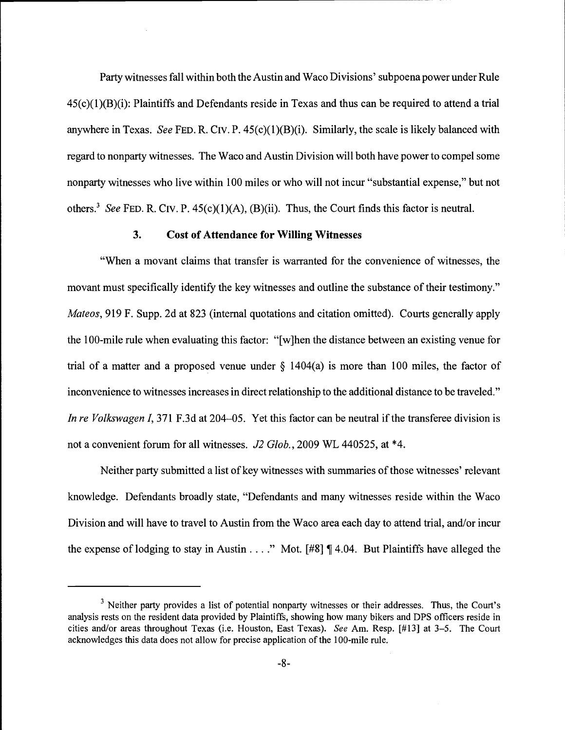Party witnesses fall within both the Austin and Waco Divisions' subpoena power under Rule 45(c)(1)(B)(i): Plaintiffs and Defendants reside in Texas and thus can be required to attend a trial anywhere in Texas. *See* FED. R. CIV. P. 45(c)(1)(B)(i). Similarly, the scale is likely balanced with regard to nonparty witnesses. The Waco and Austin Division will both have power to compel some nonparty witnesses who live within 100 miles or who will not incur "substantial expense," but not others.[3] *See* FED. R. CIV. P. 45(c)(1)(A), (B)(ii). Thus, the Court finds this factor is neutral.

### 3. Cost of Attendance for Willing Witnesses

"When a movant claims that transfer is warranted for the convenience of witnesses, the movant must specifically identify the key witnesses and outline the substance of their testimony." *Mateos*, 919 F. Supp. 2d at 823 (internal quotations and citation omitted). Courts generally apply the 100-mile rule when evaluating this factor: "[w]hen the distance between an existing venue for trial of a matter and a proposed venue under § 1404(a) is more than 100 miles, the factor of inconvenience to witnesses increases in direct relationship to the additional distance to be traveled." *In re Volkswagen I*, 371 F.3d at 204–05. Yet this factor can be neutral if the transferee division is not a convenient forum for all witnesses. *J2 Glob.*, 2009 WL 440525, at *4.

Neither party submitted a list of key witnesses with summaries of those witnesses' relevant knowledge. Defendants broadly state, "Defendants and many witnesses reside within the Waco Division and will have to travel to Austin from the Waco area each day to attend trial, and/or incur the expense of lodging to stay in Austin . . . ." Mot. [#8] ¶ 4.04. But Plaintiffs have alleged the

---

[3] Neither party provides a list of potential nonparty witnesses or their addresses. Thus, the Court's analysis rests on the resident data provided by Plaintiffs, showing how many bikers and DPS officers reside in cities and/or areas throughout Texas (i.e. Houston, East Texas). *See* Am. Resp. [#13] at 3–5. The Court acknowledges this data does not allow for precise application of the 100-mile rule.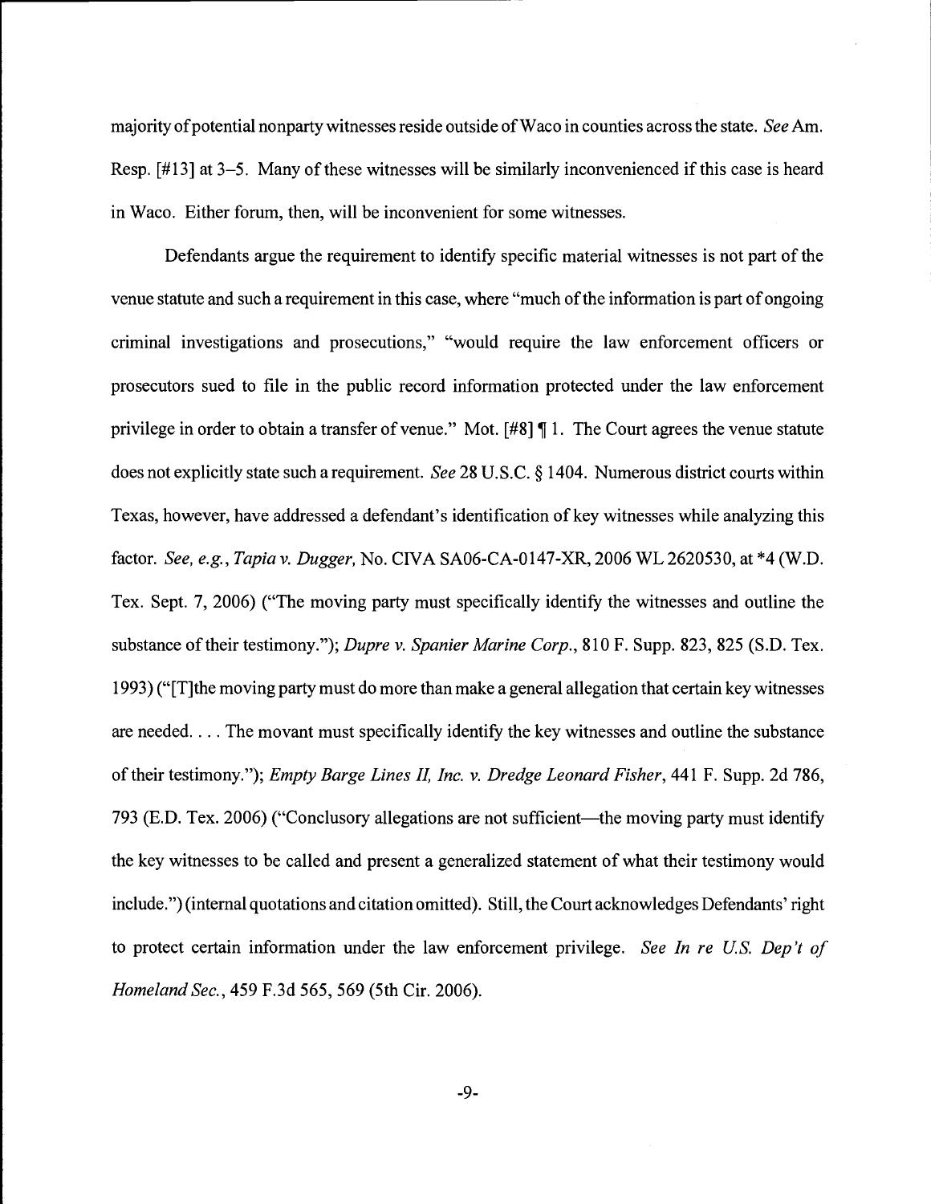majority of potential nonparty witnesses reside outside of Waco in counties across the state. *See* Am. Resp. [#13] at 3–5. Many of these witnesses will be similarly inconvenienced if this case is heard in Waco. Either forum, then, will be inconvenient for some witnesses.

Defendants argue the requirement to identify specific material witnesses is not part of the venue statute and such a requirement in this case, where "much of the information is part of ongoing criminal investigations and prosecutions," "would require the law enforcement officers or prosecutors sued to file in the public record information protected under the law enforcement privilege in order to obtain a transfer of venue." Mot. [#8] ¶ 1. The Court agrees the venue statute does not explicitly state such a requirement. *See* 28 U.S.C. § 1404. Numerous district courts within Texas, however, have addressed a defendant's identification of key witnesses while analyzing this factor. *See, e.g.*, *Tapia v. Dugger*, No. CIVA SA06-CA-0147-XR, 2006 WL 2620530, at *4 (W.D. Tex. Sept. 7, 2006) ("The moving party must specifically identify the witnesses and outline the substance of their testimony."); *Dupre v. Spanier Marine Corp.*, 810 F. Supp. 823, 825 (S.D. Tex. 1993) ("[T]the moving party must do more than make a general allegation that certain key witnesses are needed. . . . The movant must specifically identify the key witnesses and outline the substance of their testimony."); *Empty Barge Lines II, Inc. v. Dredge Leonard Fisher*, 441 F. Supp. 2d 786, 793 (E.D. Tex. 2006) ("Conclusory allegations are not sufficient—the moving party must identify the key witnesses to be called and present a generalized statement of what their testimony would include.") (internal quotations and citation omitted). Still, the Court acknowledges Defendants' right to protect certain information under the law enforcement privilege. *See In re U.S. Dep't of Homeland Sec.*, 459 F.3d 565, 569 (5th Cir. 2006).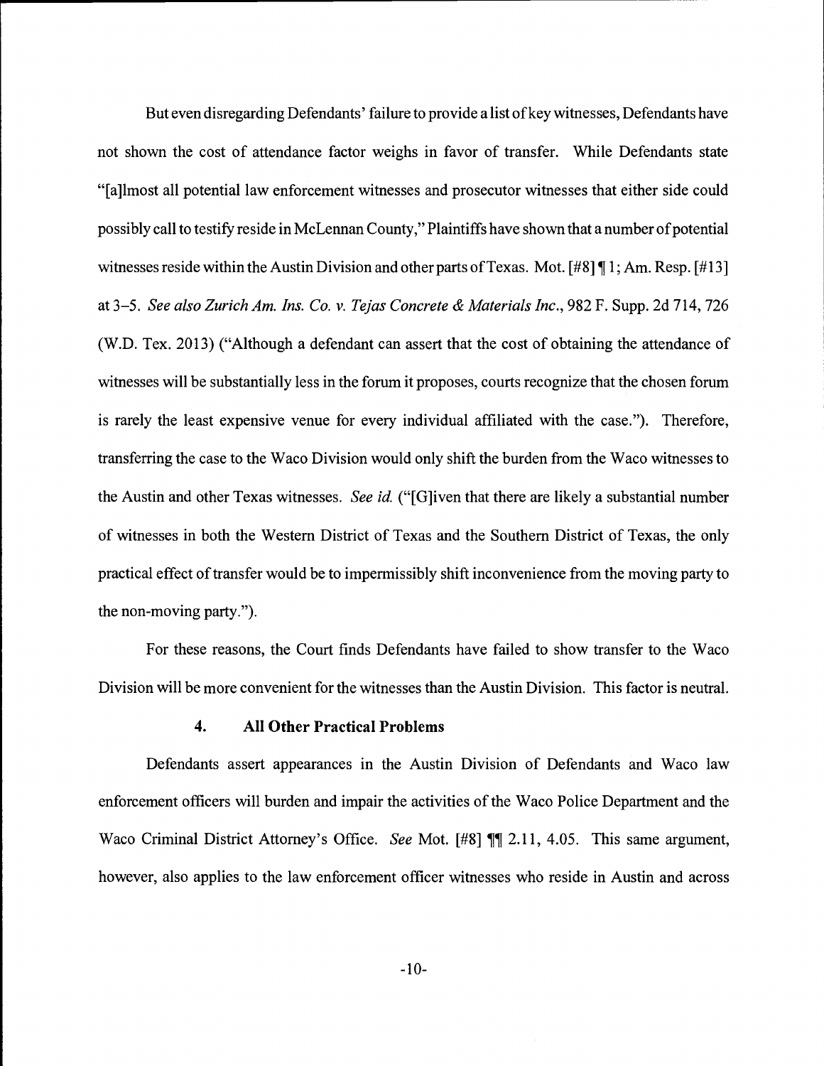But even disregarding Defendants' failure to provide a list of key witnesses, Defendants have not shown the cost of attendance factor weighs in favor of transfer. While Defendants state "[a]lmost all potential law enforcement witnesses and prosecutor witnesses that either side could possibly call to testify reside in McLennan County," Plaintiffs have shown that a number of potential witnesses reside within the Austin Division and other parts of Texas. Mot. [#8] ¶ 1; Am. Resp. [#13] at 3–5. *See also Zurich Am. Ins. Co. v. Tejas Concrete & Materials Inc.*, 982 F. Supp. 2d 714, 726 (W.D. Tex. 2013) ("Although a defendant can assert that the cost of obtaining the attendance of witnesses will be substantially less in the forum it proposes, courts recognize that the chosen forum is rarely the least expensive venue for every individual affiliated with the case."). Therefore, transferring the case to the Waco Division would only shift the burden from the Waco witnesses to the Austin and other Texas witnesses. *See id.* ("[G]iven that there are likely a substantial number of witnesses in both the Western District of Texas and the Southern District of Texas, the only practical effect of transfer would be to impermissibly shift inconvenience from the moving party to the non-moving party.").

For these reasons, the Court finds Defendants have failed to show transfer to the Waco Division will be more convenient for the witnesses than the Austin Division. This factor is neutral.

### 4. All Other Practical Problems

Defendants assert appearances in the Austin Division of Defendants and Waco law enforcement officers will burden and impair the activities of the Waco Police Department and the Waco Criminal District Attorney's Office. *See* Mot. [#8] ¶¶ 2.11, 4.05. This same argument, however, also applies to the law enforcement officer witnesses who reside in Austin and across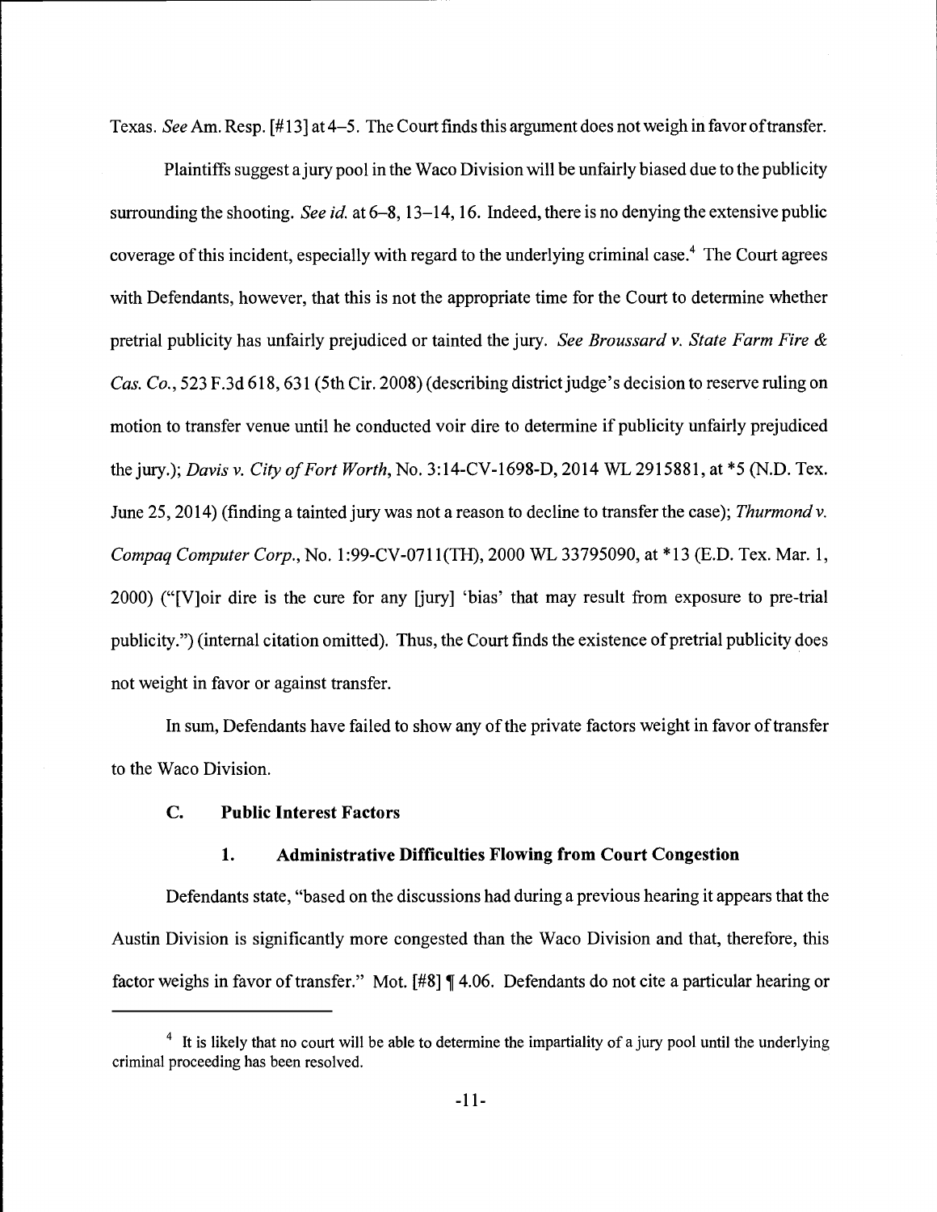Texas. *See* Am. Resp. [#13] at 4–5. The Court finds this argument does not weigh in favor of transfer.

Plaintiffs suggest a jury pool in the Waco Division will be unfairly biased due to the publicity surrounding the shooting. *See id.* at 6–8, 13–14, 16. Indeed, there is no denying the extensive public coverage of this incident, especially with regard to the underlying criminal case.[4] The Court agrees with Defendants, however, that this is not the appropriate time for the Court to determine whether pretrial publicity has unfairly prejudiced or tainted the jury. *See Broussard v. State Farm Fire & Cas. Co.*, 523 F.3d 618, 631 (5th Cir. 2008) (describing district judge's decision to reserve ruling on motion to transfer venue until he conducted voir dire to determine if publicity unfairly prejudiced the jury.); *Davis v. City of Fort Worth*, No. 3:14-CV-1698-D, 2014 WL 2915881, at *5 (N.D. Tex. June 25, 2014) (finding a tainted jury was not a reason to decline to transfer the case); *Thurmond v. Compaq Computer Corp.*, No. 1:99-CV-0711(TH), 2000 WL 33795090, at *13 (E.D. Tex. Mar. 1, 2000) ("[V]oir dire is the cure for any [jury] 'bias' that may result from exposure to pre-trial publicity.") (internal citation omitted). Thus, the Court finds the existence of pretrial publicity does not weight in favor or against transfer.

In sum, Defendants have failed to show any of the private factors weight in favor of transfer to the Waco Division.

### C. Public Interest Factors

#### 1. Administrative Difficulties Flowing from Court Congestion

Defendants state, "based on the discussions had during a previous hearing it appears that the Austin Division is significantly more congested than the Waco Division and that, therefore, this factor weighs in favor of transfer." Mot. [#8] ¶ 4.06. Defendants do not cite a particular hearing or

---

[4] It is likely that no court will be able to determine the impartiality of a jury pool until the underlying criminal proceeding has been resolved.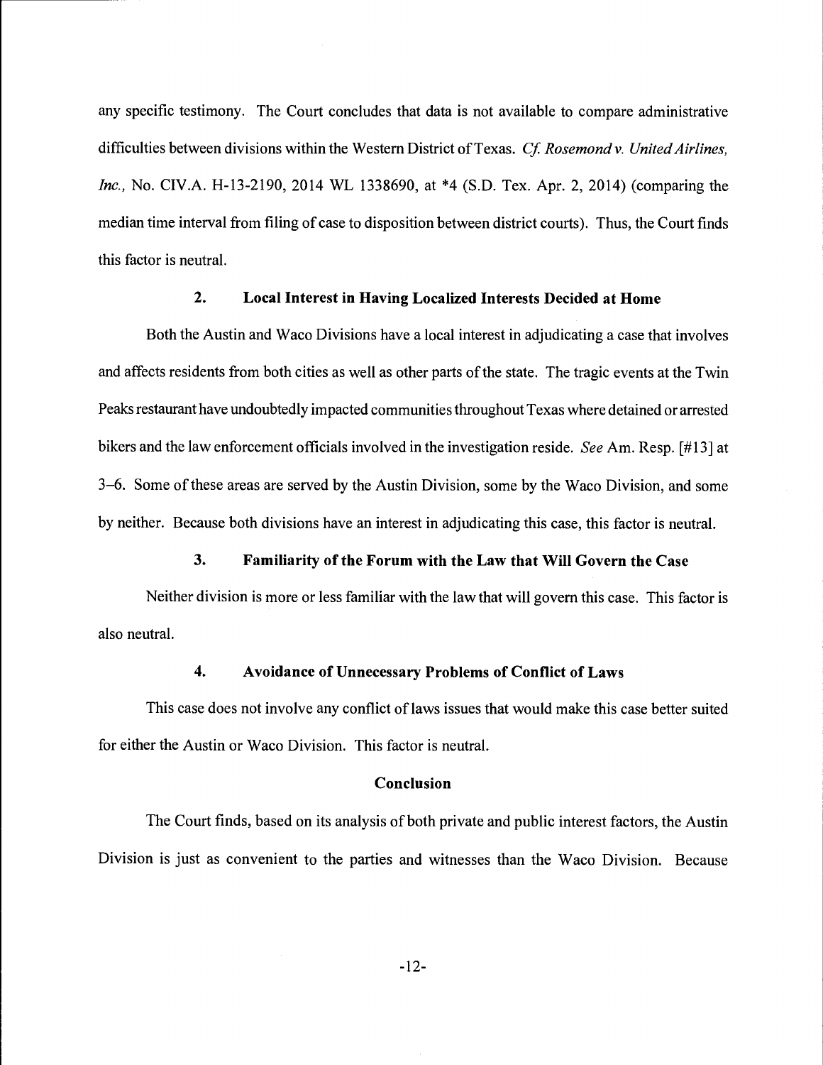any specific testimony. The Court concludes that data is not available to compare administrative difficulties between divisions within the Western District of Texas. *Cf. Rosemond v. United Airlines, Inc.*, No. CIV.A. H-13-2190, 2014 WL 1338690, at *4 (S.D. Tex. Apr. 2, 2014) (comparing the median time interval from filing of case to disposition between district courts). Thus, the Court finds this factor is neutral.

### 2. Local Interest in Having Localized Interests Decided at Home

Both the Austin and Waco Divisions have a local interest in adjudicating a case that involves and affects residents from both cities as well as other parts of the state. The tragic events at the Twin Peaks restaurant have undoubtedly impacted communities throughout Texas where detained or arrested bikers and the law enforcement officials involved in the investigation reside. *See* Am. Resp. [#13] at 3–6. Some of these areas are served by the Austin Division, some by the Waco Division, and some by neither. Because both divisions have an interest in adjudicating this case, this factor is neutral.

### 3. Familiarity of the Forum with the Law that Will Govern the Case

Neither division is more or less familiar with the law that will govern this case. This factor is also neutral.

### 4. Avoidance of Unnecessary Problems of Conflict of Laws

This case does not involve any conflict of laws issues that would make this case better suited for either the Austin or Waco Division. This factor is neutral.

## Conclusion

The Court finds, based on its analysis of both private and public interest factors, the Austin Division is just as convenient to the parties and witnesses than the Waco Division. Because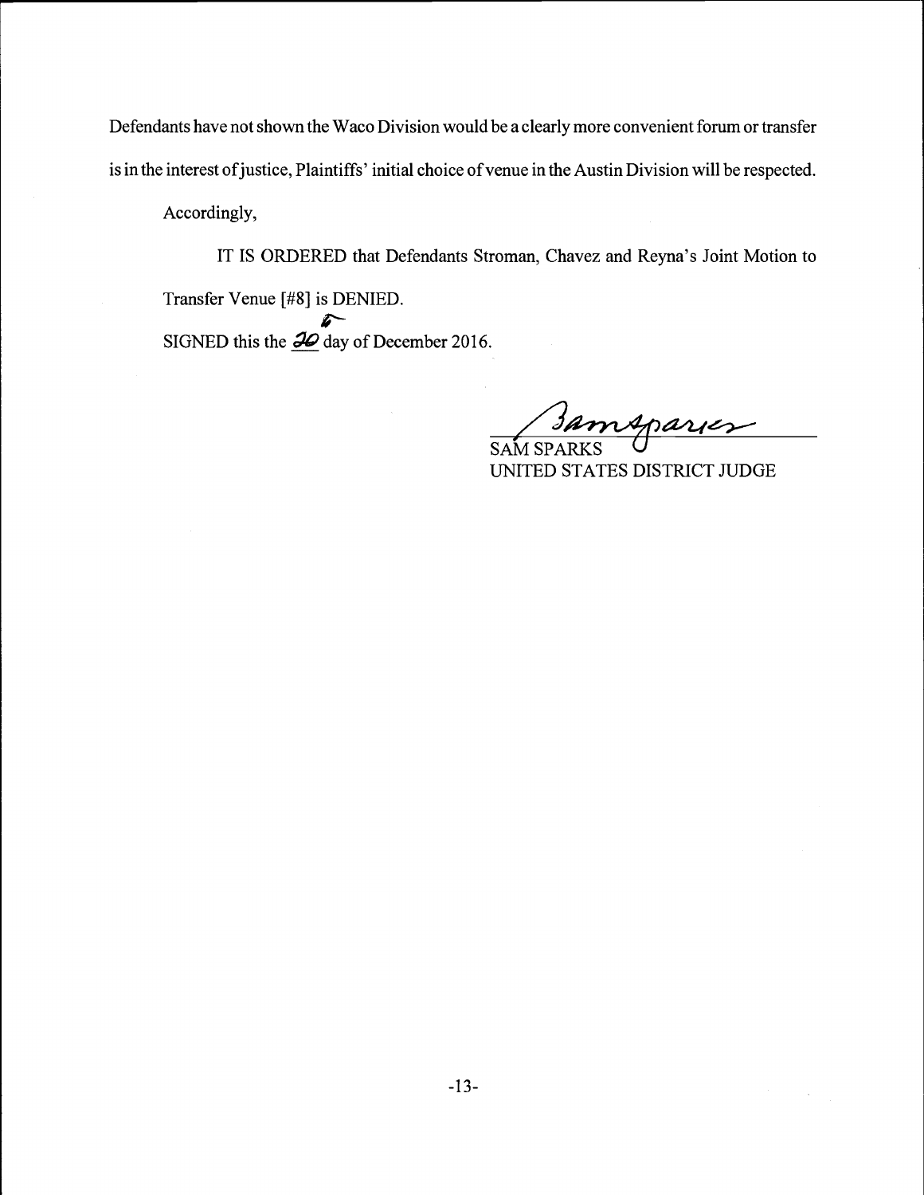Defendants have not shown the Waco Division would be a clearly more convenient forum or transfer is in the interest of justice, Plaintiffs' initial choice of venue in the Austin Division will be respected.

Accordingly,

IT IS ORDERED that Defendants Stroman, Chavez and Reyna's Joint Motion to Transfer Venue [#8] is DENIED.

SIGNED this the 20 day of December 2016.

SAM SPARKS
UNITED STATES DISTRICT JUDGE